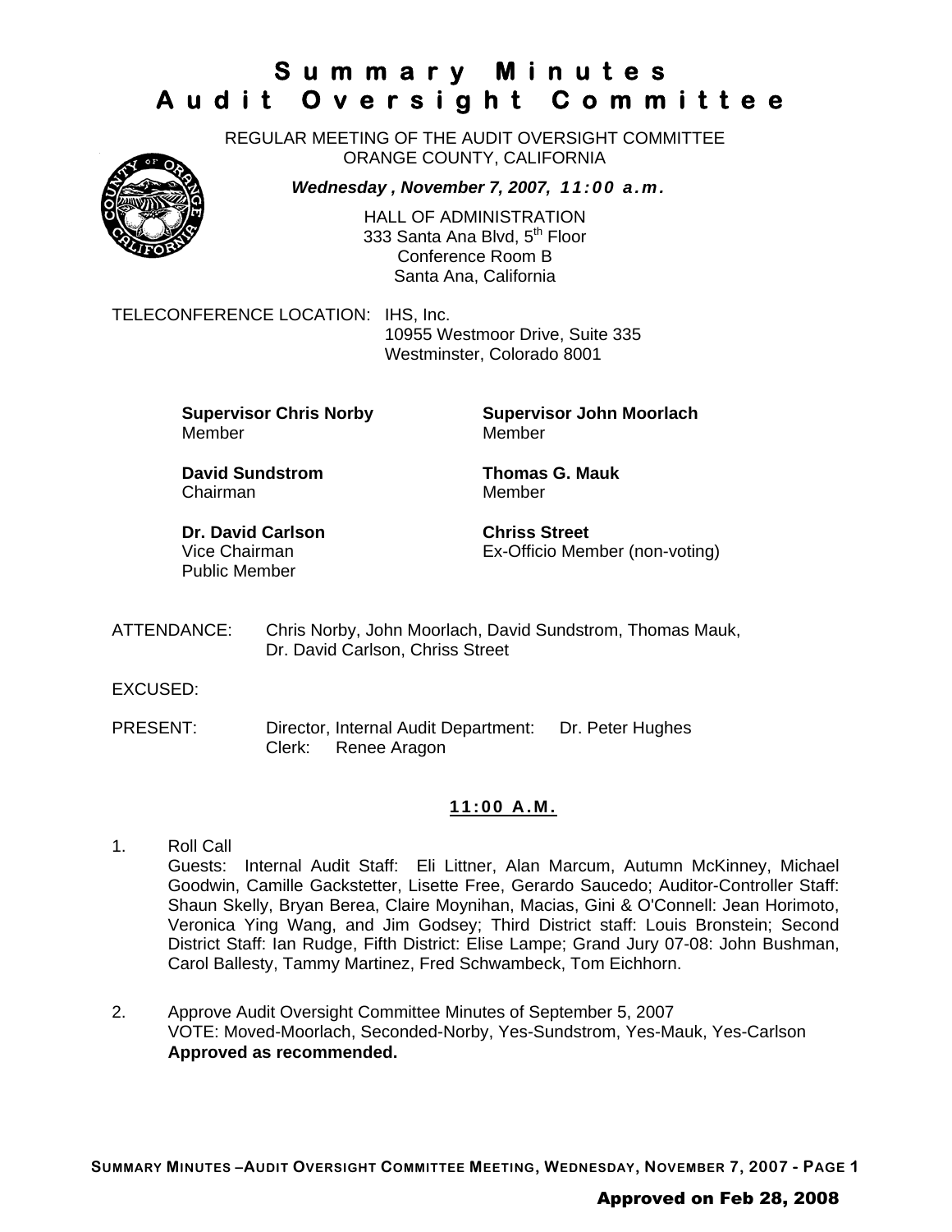# Summary Minutes
# Audit Oversight Committee

REGULAR MEETING OF THE AUDIT OVERSIGHT COMMITTEE
ORANGE COUNTY, CALIFORNIA

***Wednesday , November 7, 2007, 11:00 a.m.***

HALL OF ADMINISTRATION
333 Santa Ana Blvd, 5th Floor
Conference Room B
Santa Ana, California

TELECONFERENCE LOCATION: IHS, Inc.
10955 Westmoor Drive, Suite 335
Westminster, Colorado 8001

**Supervisor Chris Norby**
Member

**Supervisor John Moorlach**
Member

**David Sundstrom**
Chairman

**Thomas G. Mauk**
Member

**Dr. David Carlson**
Vice Chairman
Public Member

**Chriss Street**
Ex-Officio Member (non-voting)

ATTENDANCE: Chris Norby, John Moorlach, David Sundstrom, Thomas Mauk, Dr. David Carlson, Chriss Street

EXCUSED:

PRESENT: Director, Internal Audit Department: Dr. Peter Hughes
Clerk: Renee Aragon

## 11:00 A.M.

1. Roll Call
   Guests: Internal Audit Staff: Eli Littner, Alan Marcum, Autumn McKinney, Michael Goodwin, Camille Gackstetter, Lisette Free, Gerardo Saucedo; Auditor-Controller Staff: Shaun Skelly, Bryan Berea, Claire Moynihan, Macias, Gini & O'Connell: Jean Horimoto, Veronica Ying Wang, and Jim Godsey; Third District staff: Louis Bronstein; Second District Staff: Ian Rudge, Fifth District: Elise Lampe; Grand Jury 07-08: John Bushman, Carol Ballesty, Tammy Martinez, Fred Schwambeck, Tom Eichhorn.

2. Approve Audit Oversight Committee Minutes of September 5, 2007
   VOTE: Moved-Moorlach, Seconded-Norby, Yes-Sundstrom, Yes-Mauk, Yes-Carlson
   **Approved as recommended.**

**Approved on Feb 28, 2008**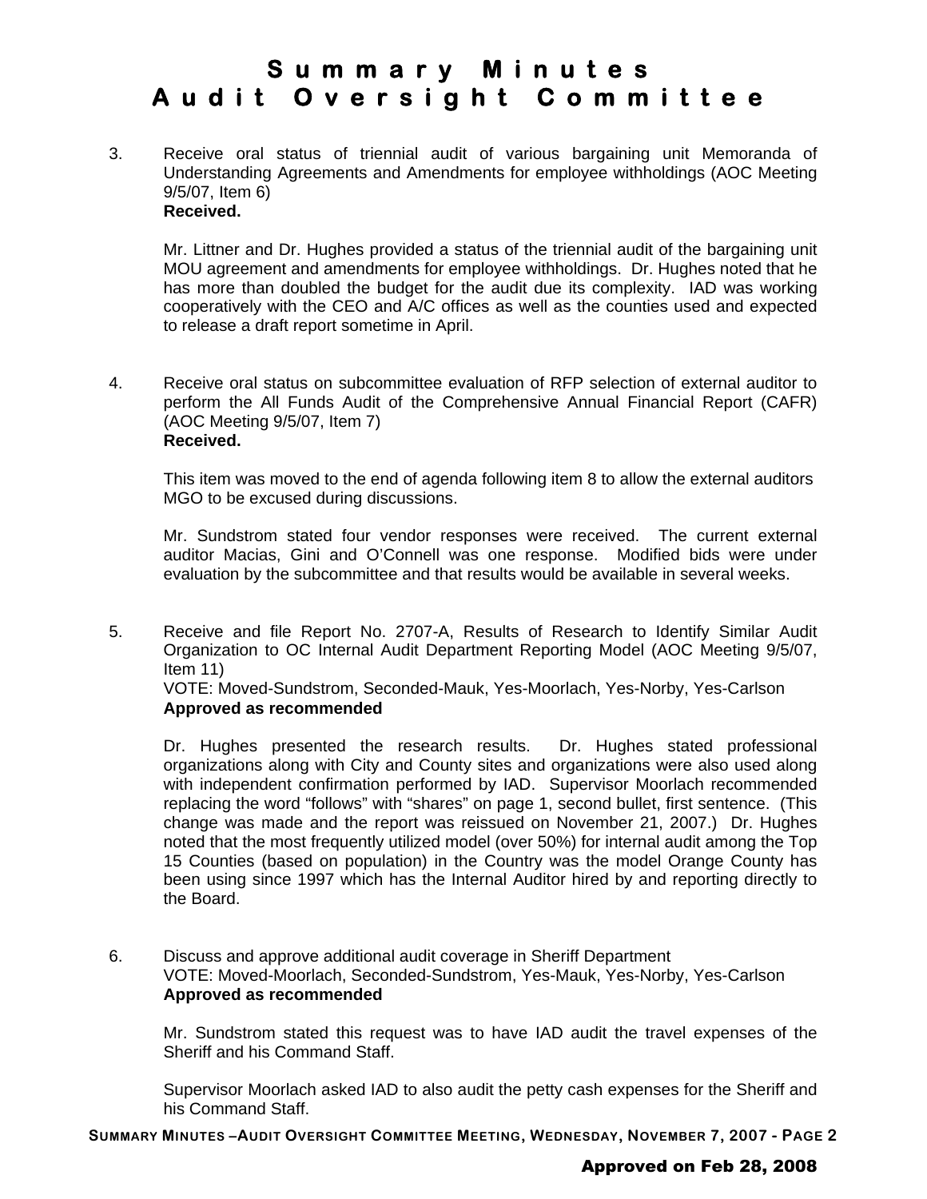# Summary Minutes
# Audit Oversight Committee

3. Receive oral status of triennial audit of various bargaining unit Memoranda of Understanding Agreements and Amendments for employee withholdings (AOC Meeting 9/5/07, Item 6)
**Received.**

   Mr. Littner and Dr. Hughes provided a status of the triennial audit of the bargaining unit MOU agreement and amendments for employee withholdings. Dr. Hughes noted that he has more than doubled the budget for the audit due its complexity. IAD was working cooperatively with the CEO and A/C offices as well as the counties used and expected to release a draft report sometime in April.

4. Receive oral status on subcommittee evaluation of RFP selection of external auditor to perform the All Funds Audit of the Comprehensive Annual Financial Report (CAFR) (AOC Meeting 9/5/07, Item 7)
**Received.**

   This item was moved to the end of agenda following item 8 to allow the external auditors MGO to be excused during discussions.

   Mr. Sundstrom stated four vendor responses were received. The current external auditor Macias, Gini and O'Connell was one response. Modified bids were under evaluation by the subcommittee and that results would be available in several weeks.

5. Receive and file Report No. 2707-A, Results of Research to Identify Similar Audit Organization to OC Internal Audit Department Reporting Model (AOC Meeting 9/5/07, Item 11)
VOTE: Moved-Sundstrom, Seconded-Mauk, Yes-Moorlach, Yes-Norby, Yes-Carlson
**Approved as recommended**

   Dr. Hughes presented the research results. Dr. Hughes stated professional organizations along with City and County sites and organizations were also used along with independent confirmation performed by IAD. Supervisor Moorlach recommended replacing the word "follows" with "shares" on page 1, second bullet, first sentence. (This change was made and the report was reissued on November 21, 2007.) Dr. Hughes noted that the most frequently utilized model (over 50%) for internal audit among the Top 15 Counties (based on population) in the Country was the model Orange County has been using since 1997 which has the Internal Auditor hired by and reporting directly to the Board.

6. Discuss and approve additional audit coverage in Sheriff Department
VOTE: Moved-Moorlach, Seconded-Sundstrom, Yes-Mauk, Yes-Norby, Yes-Carlson
**Approved as recommended**

   Mr. Sundstrom stated this request was to have IAD audit the travel expenses of the Sheriff and his Command Staff.

   Supervisor Moorlach asked IAD to also audit the petty cash expenses for the Sheriff and his Command Staff.

**Approved on Feb 28, 2008**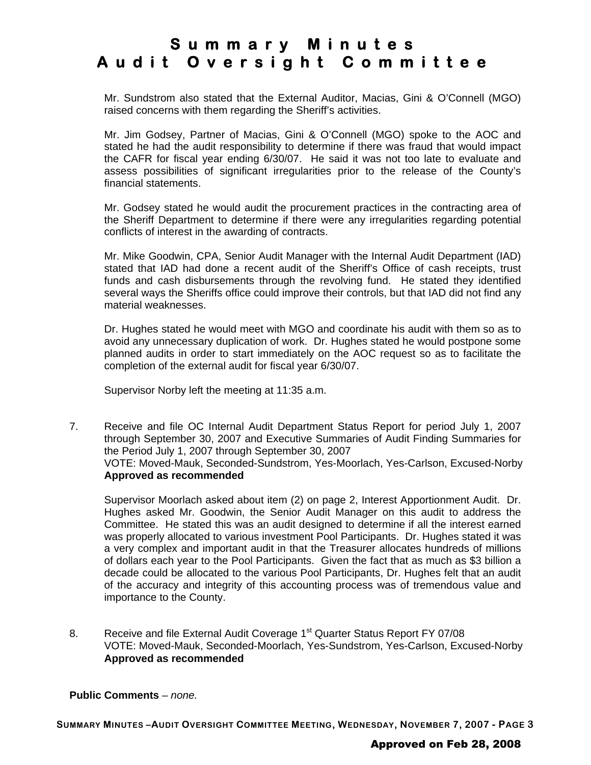# Summary Minutes
# Audit Oversight Committee

Mr. Sundstrom also stated that the External Auditor, Macias, Gini & O'Connell (MGO) raised concerns with them regarding the Sheriff's activities.

Mr. Jim Godsey, Partner of Macias, Gini & O'Connell (MGO) spoke to the AOC and stated he had the audit responsibility to determine if there was fraud that would impact the CAFR for fiscal year ending 6/30/07. He said it was not too late to evaluate and assess possibilities of significant irregularities prior to the release of the County's financial statements.

Mr. Godsey stated he would audit the procurement practices in the contracting area of the Sheriff Department to determine if there were any irregularities regarding potential conflicts of interest in the awarding of contracts.

Mr. Mike Goodwin, CPA, Senior Audit Manager with the Internal Audit Department (IAD) stated that IAD had done a recent audit of the Sheriff's Office of cash receipts, trust funds and cash disbursements through the revolving fund. He stated they identified several ways the Sheriffs office could improve their controls, but that IAD did not find any material weaknesses.

Dr. Hughes stated he would meet with MGO and coordinate his audit with them so as to avoid any unnecessary duplication of work. Dr. Hughes stated he would postpone some planned audits in order to start immediately on the AOC request so as to facilitate the completion of the external audit for fiscal year 6/30/07.

Supervisor Norby left the meeting at 11:35 a.m.

7. Receive and file OC Internal Audit Department Status Report for period July 1, 2007 through September 30, 2007 and Executive Summaries of Audit Finding Summaries for the Period July 1, 2007 through September 30, 2007
   VOTE: Moved-Mauk, Seconded-Sundstrom, Yes-Moorlach, Yes-Carlson, Excused-Norby
   **Approved as recommended**

   Supervisor Moorlach asked about item (2) on page 2, Interest Apportionment Audit. Dr. Hughes asked Mr. Goodwin, the Senior Audit Manager on this audit to address the Committee. He stated this was an audit designed to determine if all the interest earned was properly allocated to various investment Pool Participants. Dr. Hughes stated it was a very complex and important audit in that the Treasurer allocates hundreds of millions of dollars each year to the Pool Participants. Given the fact that as much as $3 billion a decade could be allocated to the various Pool Participants, Dr. Hughes felt that an audit of the accuracy and integrity of this accounting process was of tremendous value and importance to the County.

8. Receive and file External Audit Coverage 1st Quarter Status Report FY 07/08
   VOTE: Moved-Mauk, Seconded-Moorlach, Yes-Sundstrom, Yes-Carlson, Excused-Norby
   **Approved as recommended**

**Public Comments** – *none.*

**Approved on Feb 28, 2008**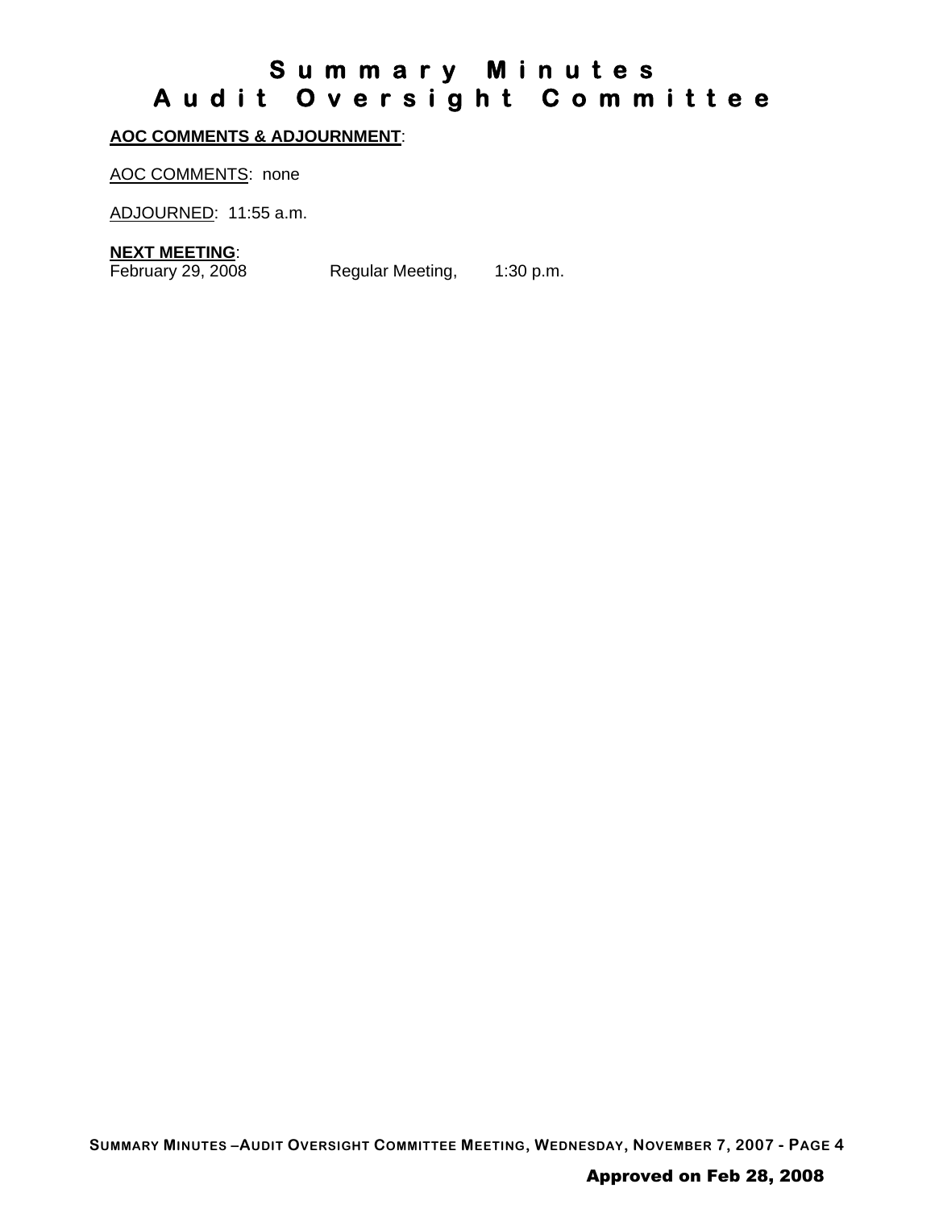**AOC COMMENTS & ADJOURNMENT**:

AOC COMMENTS: none

ADJOURNED: 11:55 a.m.

**NEXT MEETING**:
February 29, 2008 Regular Meeting, 1:30 p.m.

Approved on Feb 28, 2008